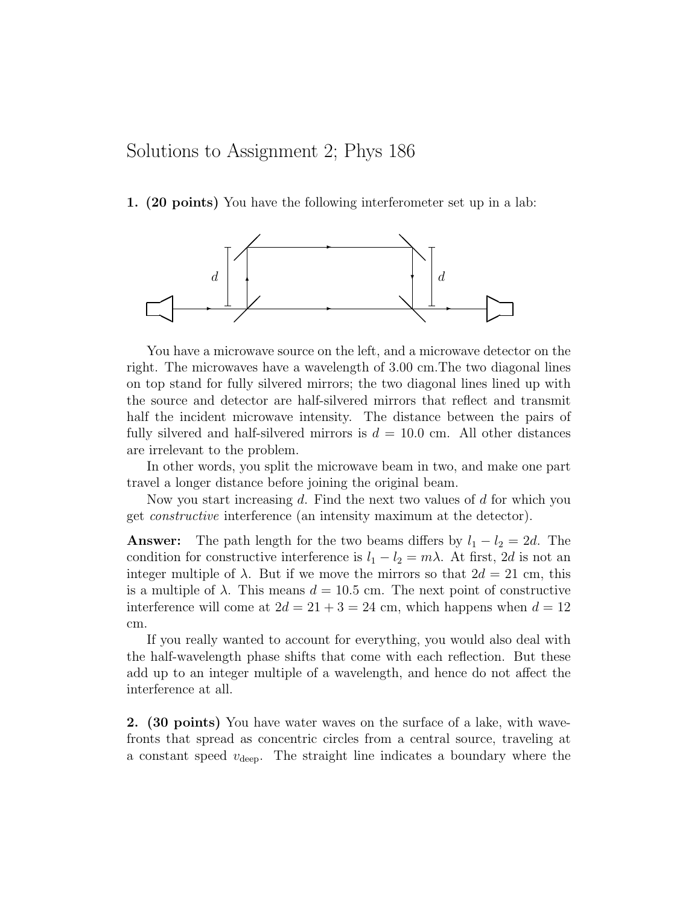# Solutions to Assignment 2; Phys 186

**1. (20 points)** You have the following interferometer set up in a lab:

You have a microwave source on the left, and a microwave detector on the right. The microwaves have a wavelength of 3.00 cm.The two diagonal lines on top stand for fully silvered mirrors; the two diagonal lines lined up with the source and detector are half-silvered mirrors that reflect and transmit half the incident microwave intensity. The distance between the pairs of fully silvered and half-silvered mirrors is $d = 10.0$ cm. All other distances are irrelevant to the problem.

In other words, you split the microwave beam in two, and make one part travel a longer distance before joining the original beam.

Now you start increasing $d$. Find the next two values of $d$ for which you get *constructive* interference (an intensity maximum at the detector).

**Answer:** The path length for the two beams differs by $l_1 - l_2 = 2d$. The condition for constructive interference is $l_1 - l_2 = m\lambda$. At first, $2d$ is not an integer multiple of $\lambda$. But if we move the mirrors so that $2d = 21$ cm, this is a multiple of $\lambda$. This means $d = 10.5$ cm. The next point of constructive interference will come at $2d = 21 + 3 = 24$ cm, which happens when $d = 12$ cm.

If you really wanted to account for everything, you would also deal with the half-wavelength phase shifts that come with each reflection. But these add up to an integer multiple of a wavelength, and hence do not affect the interference at all.

**2. (30 points)** You have water waves on the surface of a lake, with wavefronts that spread as concentric circles from a central source, traveling at a constant speed $v_{\text{deep}}$. The straight line indicates a boundary where the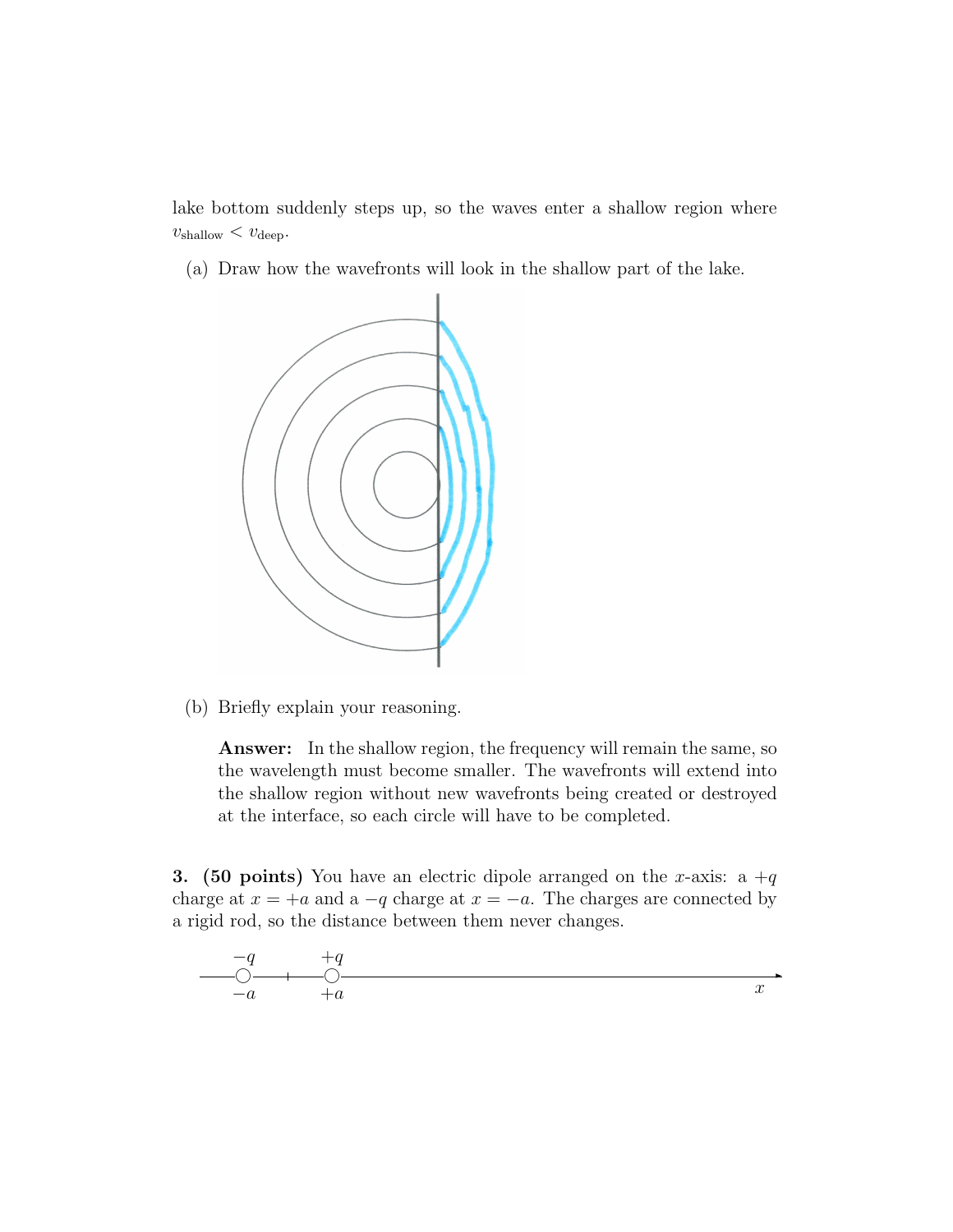lake bottom suddenly steps up, so the waves enter a shallow region where $v_{\text{shallow}} < v_{\text{deep}}$.

(a) Draw how the wavefronts will look in the shallow part of the lake.

(b) Briefly explain your reasoning.

**Answer:** In the shallow region, the frequency will remain the same, so the wavelength must become smaller. The wavefronts will extend into the shallow region without new wavefronts being created or destroyed at the interface, so each circle will have to be completed.

**3. (50 points)** You have an electric dipole arranged on the $x$-axis: a $+q$ charge at $x = +a$ and a $-q$ charge at $x = -a$. The charges are connected by a rigid rod, so the distance between them never changes.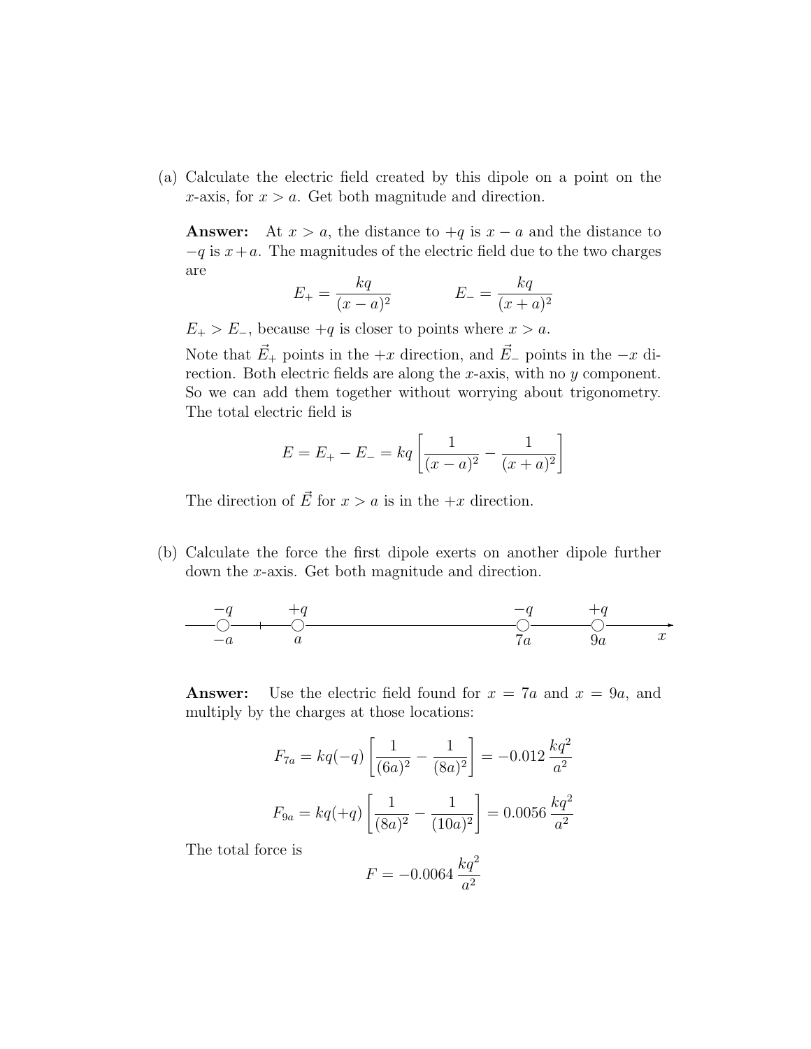(a) Calculate the electric field created by this dipole on a point on the $x$-axis, for $x > a$. Get both magnitude and direction.

**Answer:** At $x > a$, the distance to $+q$ is $x - a$ and the distance to $-q$ is $x + a$. The magnitudes of the electric field due to the two charges are

$$E_+ = \frac{kq}{(x-a)^2} \qquad\qquad E_- = \frac{kq}{(x+a)^2}$$

$E_+ > E_-$, because $+q$ is closer to points where $x > a$.

Note that $\vec{E}_+$ points in the $+x$ direction, and $\vec{E}_-$ points in the $-x$ direction. Both electric fields are along the $x$-axis, with no $y$ component. So we can add them together without worrying about trigonometry. The total electric field is

$$E = E_+ - E_- = kq\left[\frac{1}{(x-a)^2} - \frac{1}{(x+a)^2}\right]$$

The direction of $\vec{E}$ for $x > a$ is in the $+x$ direction.

(b) Calculate the force the first dipole exerts on another dipole further down the $x$-axis. Get both magnitude and direction.

$-q$ at $-a$, $+q$ at $a$, $-q$ at $7a$, $+q$ at $9a$ (along the $x$-axis)

**Answer:** Use the electric field found for $x = 7a$ and $x = 9a$, and multiply by the charges at those locations:

$$F_{7a} = kq(-q)\left[\frac{1}{(6a)^2} - \frac{1}{(8a)^2}\right] = -0.012\,\frac{kq^2}{a^2}$$

$$F_{9a} = kq(+q)\left[\frac{1}{(8a)^2} - \frac{1}{(10a)^2}\right] = 0.0056\,\frac{kq^2}{a^2}$$

The total force is

$$F = -0.0064\,\frac{kq^2}{a^2}$$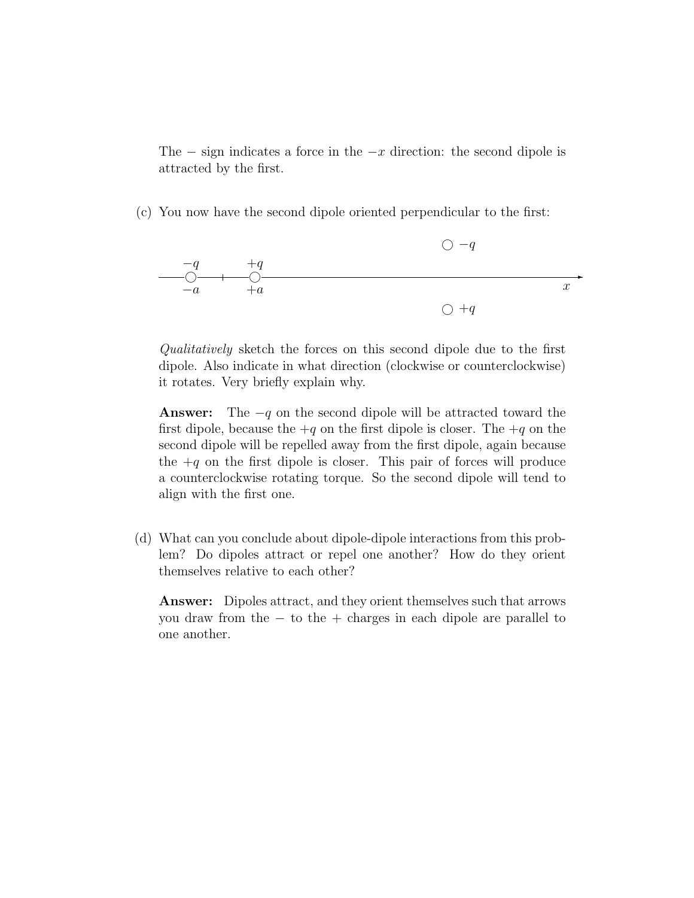The $-$ sign indicates a force in the $-x$ direction: the second dipole is attracted by the first.

(c) You now have the second dipole oriented perpendicular to the first:

$-q$ &nbsp; $+q$

$-a$ &nbsp; $+a$ &nbsp; $x$

$-q$

$+q$

*Qualitatively* sketch the forces on this second dipole due to the first dipole. Also indicate in what direction (clockwise or counterclockwise) it rotates. Very briefly explain why.

**Answer:** The $-q$ on the second dipole will be attracted toward the first dipole, because the $+q$ on the first dipole is closer. The $+q$ on the second dipole will be repelled away from the first dipole, again because the $+q$ on the first dipole is closer. This pair of forces will produce a counterclockwise rotating torque. So the second dipole will tend to align with the first one.

(d) What can you conclude about dipole-dipole interactions from this problem? Do dipoles attract or repel one another? How do they orient themselves relative to each other?

**Answer:** Dipoles attract, and they orient themselves such that arrows you draw from the $-$ to the $+$ charges in each dipole are parallel to one another.